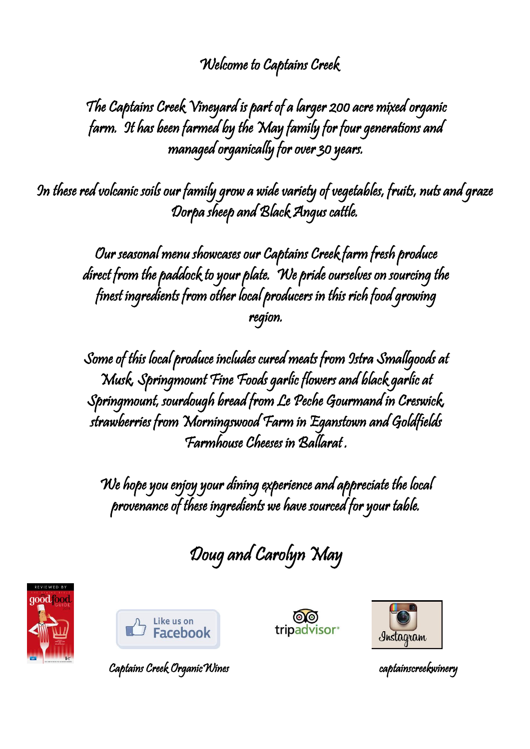# Welcome to Captains Creek

The Captains Creek Vineyard is part of a larger 200 acre mixed organic farm. It has been farmed by the May family for four generations and managed organically for over 30 years.

In these red volcanic soils our family grow a wide variety of vegetables, fruits, nuts and graze Dorpa sheep and Black Angus cattle.

Our seasonal menu showcases our Captains Creek farm fresh produce direct from the paddock to your plate. We pride ourselves on sourcing the finest ingredients from other local producers in this rich food growing region.

Some of this local produce includes cured meats from Istra Smallgoods at Musk, Springmount Fine Foods garlic flowers and black garlic at Springmount, sourdough bread from Le Peche Gourmand in Creswick, strawberries from Morningswood Farm in Eganstown and Goldfields Farmhouse Cheeses in Ballarat.

We hope you enjoy your dining experience and appreciate the local provenance of these ingredients we have sourced for your table.

Doug and Carolyn May

Like us on Facebook — Captains Creek Organic Wines

tripadvisor

Instagram — captainscreekwinery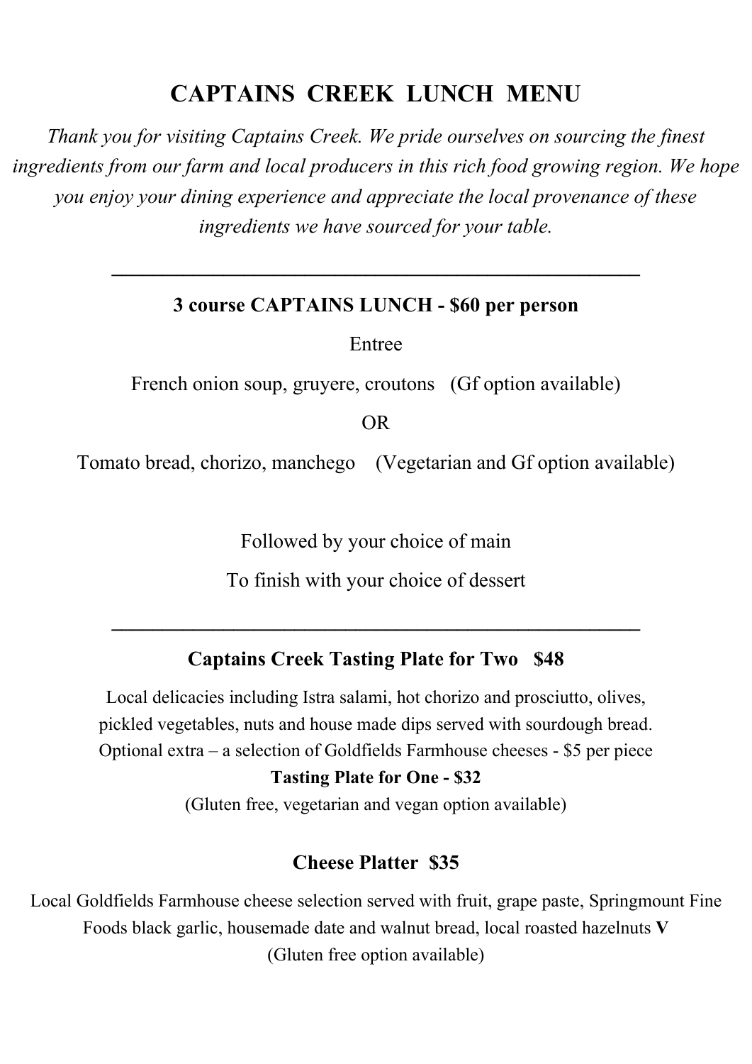# CAPTAINS CREEK LUNCH MENU

*Thank you for visiting Captains Creek. We pride ourselves on sourcing the finest ingredients from our farm and local producers in this rich food growing region. We hope you enjoy your dining experience and appreciate the local provenance of these ingredients we have sourced for your table.*

---

**3 course CAPTAINS LUNCH - $60 per person**

Entree

French onion soup, gruyere, croutons (Gf option available)

OR

Tomato bread, chorizo, manchego (Vegetarian and Gf option available)

Followed by your choice of main

To finish with your choice of dessert

---

**Captains Creek Tasting Plate for Two $48**

Local delicacies including Istra salami, hot chorizo and prosciutto, olives, pickled vegetables, nuts and house made dips served with sourdough bread.
Optional extra – a selection of Goldfields Farmhouse cheeses - $5 per piece

**Tasting Plate for One - $32**

(Gluten free, vegetarian and vegan option available)

**Cheese Platter $35**

Local Goldfields Farmhouse cheese selection served with fruit, grape paste, Springmount Fine Foods black garlic, housemade date and walnut bread, local roasted hazelnuts **V**
(Gluten free option available)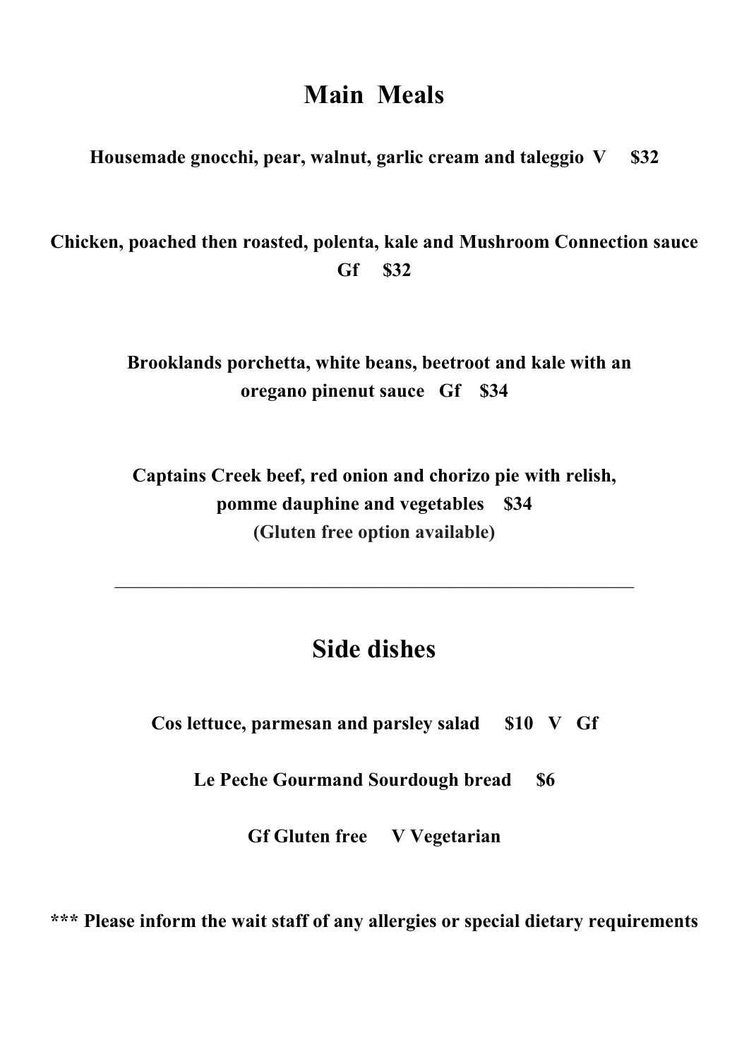# Main Meals

**Housemade gnocchi, pear, walnut, garlic cream and taleggio V $32**

**Chicken, poached then roasted, polenta, kale and Mushroom Connection sauce Gf $32**

**Brooklands porchetta, white beans, beetroot and kale with an oregano pinenut sauce Gf $34**

**Captains Creek beef, red onion and chorizo pie with relish, pomme dauphine and vegetables $34**
**(Gluten free option available)**

---

# Side dishes

**Cos lettuce, parmesan and parsley salad $10 V Gf**

**Le Peche Gourmand Sourdough bread $6**

**Gf Gluten free V Vegetarian**

**\*\*\* Please inform the wait staff of any allergies or special dietary requirements**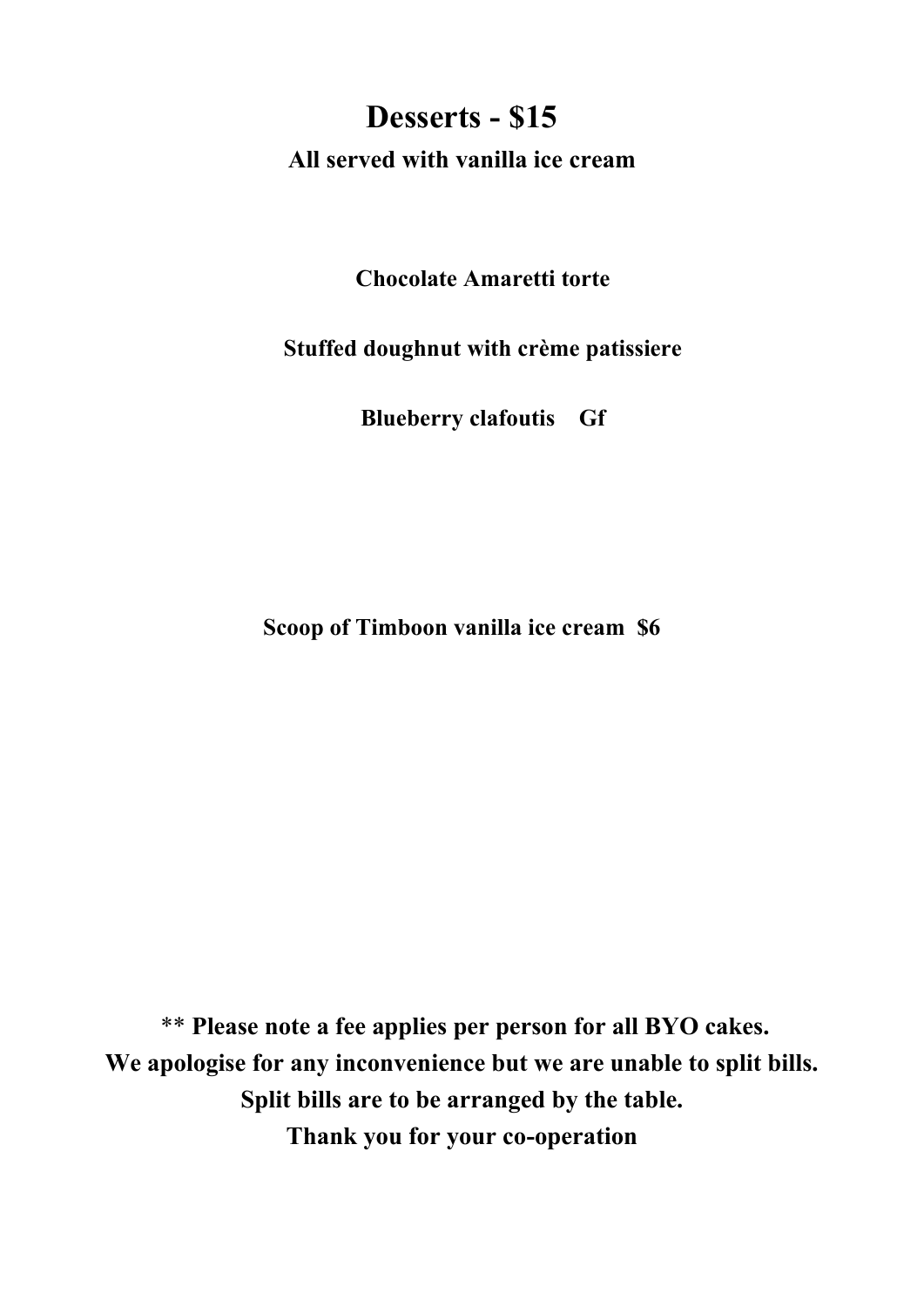# Desserts - $15

**All served with vanilla ice cream**

**Chocolate Amaretti torte**

**Stuffed doughnut with crème patissiere**

**Blueberry clafoutis Gf**

**Scoop of Timboon vanilla ice cream $6**

**\*\* Please note a fee applies per person for all BYO cakes.**
**We apologise for any inconvenience but we are unable to split bills.**
**Split bills are to be arranged by the table.**
**Thank you for your co-operation**